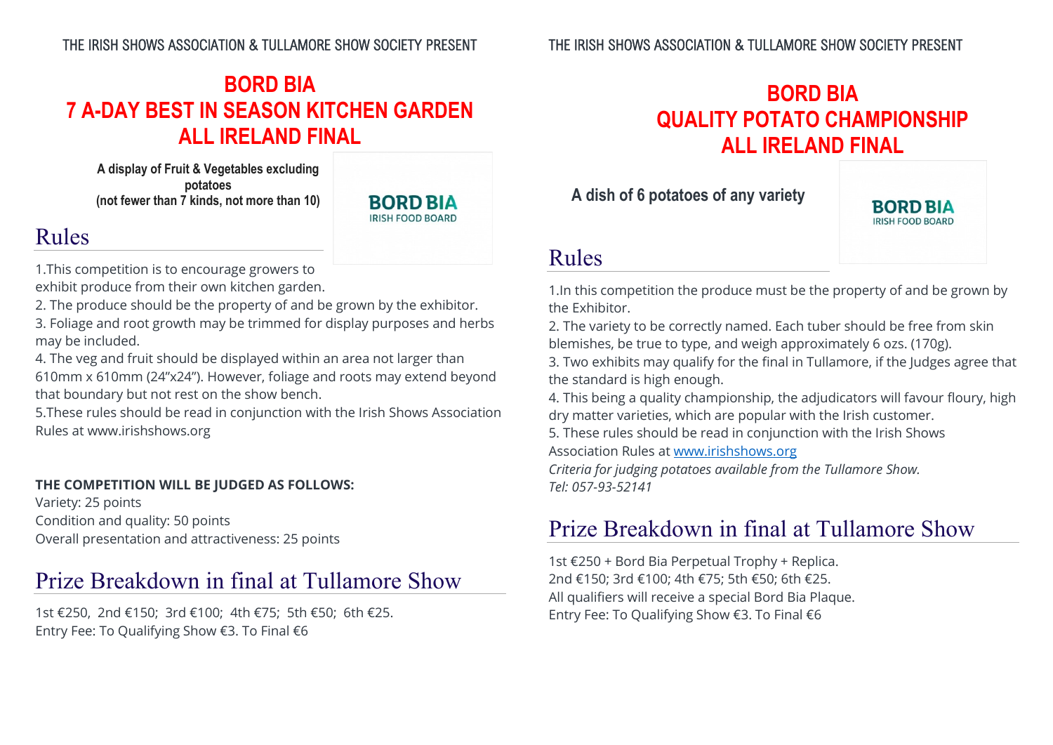THE IRISH SHOWS ASSOCIATION & TULLAMORE SHOW SOCIETY PRESENT

# BORD BIA
# 7 A-DAY BEST IN SEASON KITCHEN GARDEN
# ALL IRELAND FINAL

**A display of Fruit & Vegetables excluding potatoes**
**(not fewer than 7 kinds, not more than 10)**

BORD BIA
IRISH FOOD BOARD

## Rules

1.This competition is to encourage growers to exhibit produce from their own kitchen garden.
2. The produce should be the property of and be grown by the exhibitor.
3. Foliage and root growth may be trimmed for display purposes and herbs may be included.
4. The veg and fruit should be displayed within an area not larger than 610mm x 610mm (24"x24"). However, foliage and roots may extend beyond that boundary but not rest on the show bench.
5.These rules should be read in conjunction with the Irish Shows Association Rules at www.irishshows.org

**THE COMPETITION WILL BE JUDGED AS FOLLOWS:**
Variety: 25 points
Condition and quality: 50 points
Overall presentation and attractiveness: 25 points

## Prize Breakdown in final at Tullamore Show

1st €250, 2nd €150; 3rd €100; 4th €75; 5th €50; 6th €25.
Entry Fee: To Qualifying Show €3. To Final €6

THE IRISH SHOWS ASSOCIATION & TULLAMORE SHOW SOCIETY PRESENT

# BORD BIA
# QUALITY POTATO CHAMPIONSHIP
# ALL IRELAND FINAL

**A dish of 6 potatoes of any variety**

BORD BIA
IRISH FOOD BOARD

## Rules

1.In this competition the produce must be the property of and be grown by the Exhibitor.
2. The variety to be correctly named. Each tuber should be free from skin blemishes, be true to type, and weigh approximately 6 ozs. (170g).
3. Two exhibits may qualify for the final in Tullamore, if the Judges agree that the standard is high enough.
4. This being a quality championship, the adjudicators will favour floury, high dry matter varieties, which are popular with the Irish customer.
5. These rules should be read in conjunction with the Irish Shows Association Rules at www.irishshows.org
*Criteria for judging potatoes available from the Tullamore Show.*
*Tel: 057-93-52141*

## Prize Breakdown in final at Tullamore Show

1st €250 + Bord Bia Perpetual Trophy + Replica.
2nd €150; 3rd €100; 4th €75; 5th €50; 6th €25.
All qualifiers will receive a special Bord Bia Plaque.
Entry Fee: To Qualifying Show €3. To Final €6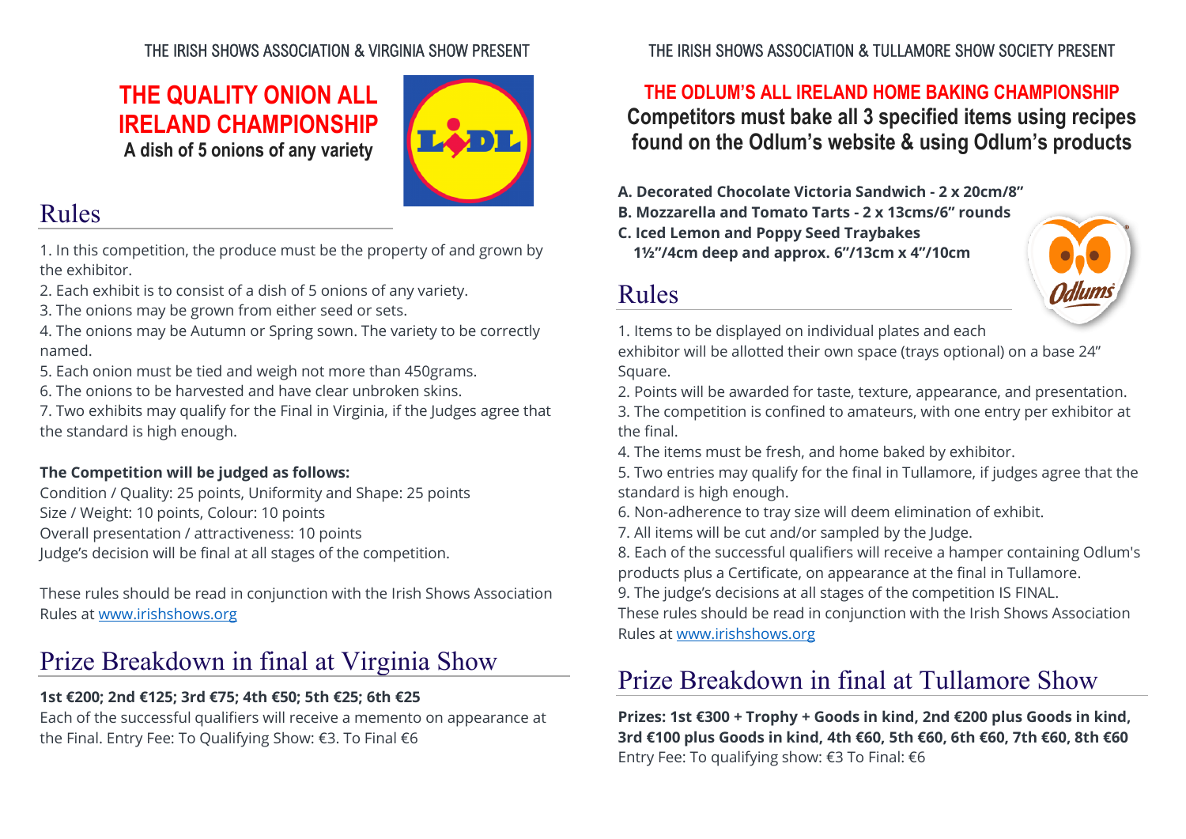THE IRISH SHOWS ASSOCIATION & VIRGINIA SHOW PRESENT

# THE QUALITY ONION ALL IRELAND CHAMPIONSHIP

**A dish of 5 onions of any variety**

## Rules

1. In this competition, the produce must be the property of and grown by the exhibitor.
2. Each exhibit is to consist of a dish of 5 onions of any variety.
3. The onions may be grown from either seed or sets.
4. The onions may be Autumn or Spring sown. The variety to be correctly named.
5. Each onion must be tied and weigh not more than 450grams.
6. The onions to be harvested and have clear unbroken skins.
7. Two exhibits may qualify for the Final in Virginia, if the Judges agree that the standard is high enough.

**The Competition will be judged as follows:**

Condition / Quality: 25 points, Uniformity and Shape: 25 points
Size / Weight: 10 points, Colour: 10 points
Overall presentation / attractiveness: 10 points
Judge's decision will be final at all stages of the competition.

These rules should be read in conjunction with the Irish Shows Association Rules at www.irishshows.org

## Prize Breakdown in final at Virginia Show

**1st €200; 2nd €125; 3rd €75; 4th €50; 5th €25; 6th €25**

Each of the successful qualifiers will receive a memento on appearance at the Final. Entry Fee: To Qualifying Show: €3. To Final €6

THE IRISH SHOWS ASSOCIATION & TULLAMORE SHOW SOCIETY PRESENT

# THE ODLUM'S ALL IRELAND HOME BAKING CHAMPIONSHIP

**Competitors must bake all 3 specified items using recipes found on the Odlum's website & using Odlum's products**

**A. Decorated Chocolate Victoria Sandwich - 2 x 20cm/8"**
**B. Mozzarella and Tomato Tarts - 2 x 13cms/6" rounds**
**C. Iced Lemon and Poppy Seed Traybakes**
**1½"/4cm deep and approx. 6"/13cm x 4"/10cm**

## Rules

1. Items to be displayed on individual plates and each exhibitor will be allotted their own space (trays optional) on a base 24" Square.
2. Points will be awarded for taste, texture, appearance, and presentation.
3. The competition is confined to amateurs, with one entry per exhibitor at the final.
4. The items must be fresh, and home baked by exhibitor.
5. Two entries may qualify for the final in Tullamore, if judges agree that the standard is high enough.
6. Non-adherence to tray size will deem elimination of exhibit.
7. All items will be cut and/or sampled by the Judge.
8. Each of the successful qualifiers will receive a hamper containing Odlum's products plus a Certificate, on appearance at the final in Tullamore.
9. The judge's decisions at all stages of the competition IS FINAL.

These rules should be read in conjunction with the Irish Shows Association Rules at www.irishshows.org

## Prize Breakdown in final at Tullamore Show

**Prizes: 1st €300 + Trophy + Goods in kind, 2nd €200 plus Goods in kind, 3rd €100 plus Goods in kind, 4th €60, 5th €60, 6th €60, 7th €60, 8th €60**

Entry Fee: To qualifying show: €3 To Final: €6